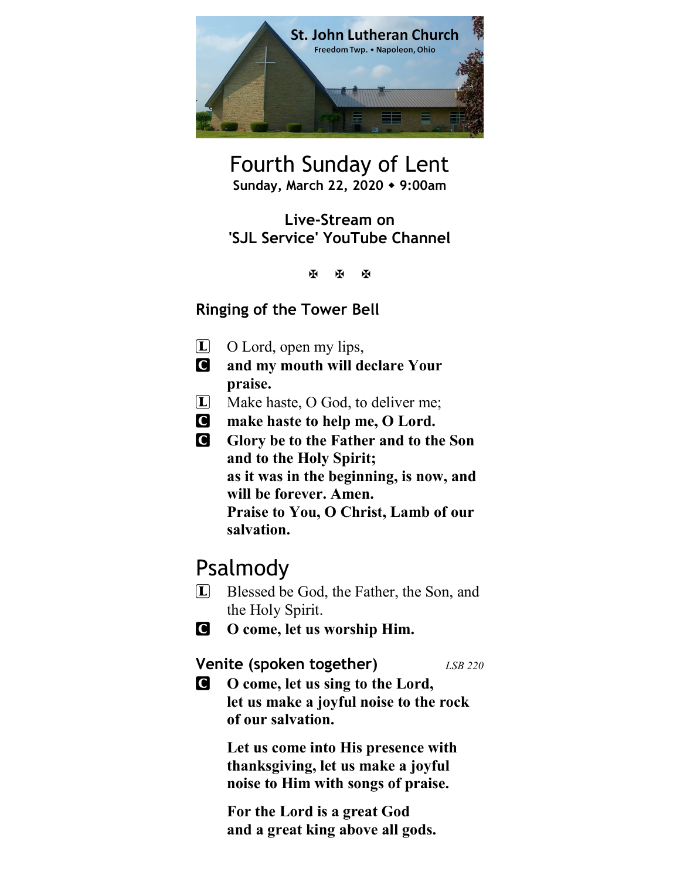St. John Lutheran Church
Freedom Twp. • Napoleon, Ohio

# Fourth Sunday of Lent

**Sunday, March 22, 2020 ◆ 9:00am**

**Live-Stream on 'SJL Service' YouTube Channel**

✠ ✠ ✠

### Ringing of the Tower Bell

L O Lord, open my lips,
C **and my mouth will declare Your praise.**
L Make haste, O God, to deliver me;
C **make haste to help me, O Lord.**
C **Glory be to the Father and to the Son and to the Holy Spirit; as it was in the beginning, is now, and will be forever. Amen. Praise to You, O Christ, Lamb of our salvation.**

## Psalmody

L Blessed be God, the Father, the Son, and the Holy Spirit.
C **O come, let us worship Him.**

### Venite (spoken together) *LSB 220*

C **O come, let us sing to the Lord, let us make a joyful noise to the rock of our salvation.**

**Let us come into His presence with thanksgiving, let us make a joyful noise to Him with songs of praise.**

**For the Lord is a great God and a great king above all gods.**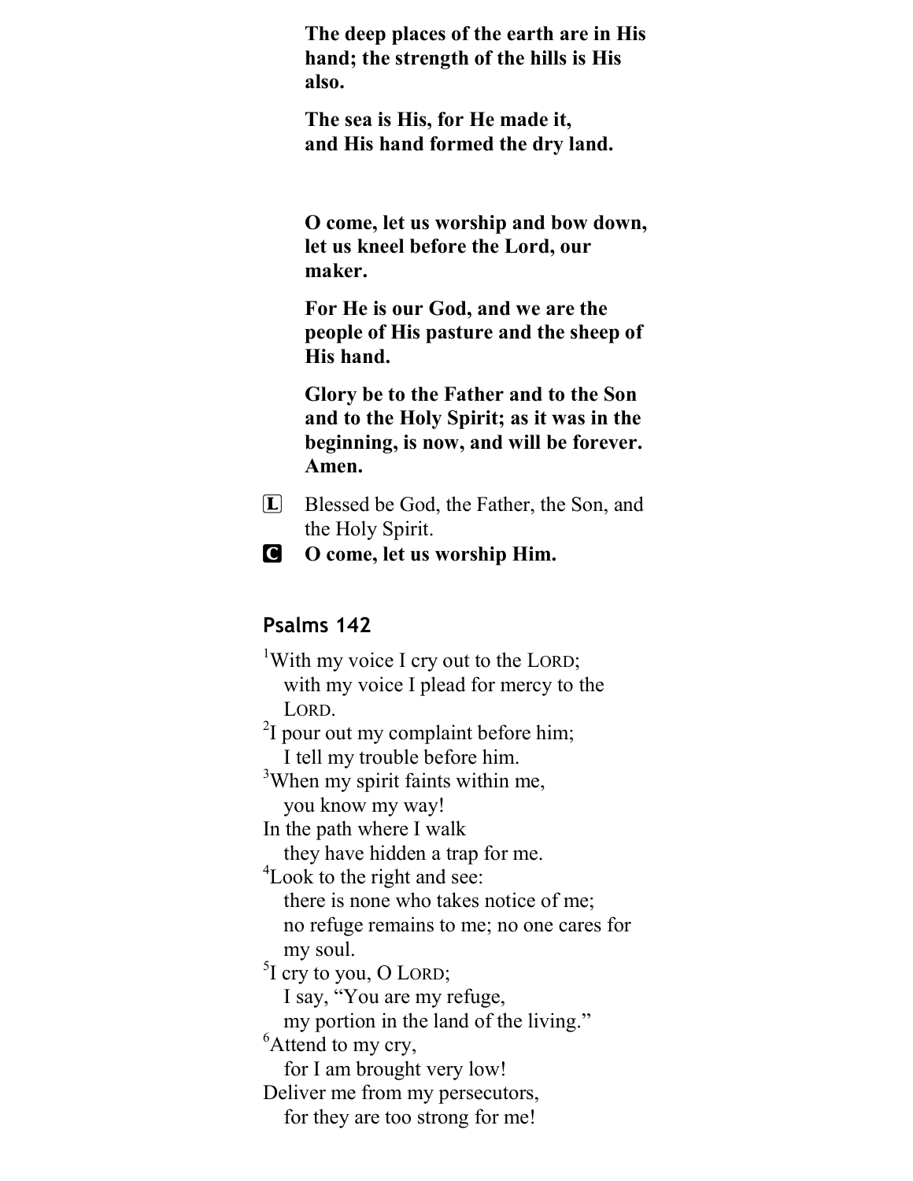**The deep places of the earth are in His hand; the strength of the hills is His also.**

**The sea is His, for He made it,**
**and His hand formed the dry land.**

**O come, let us worship and bow down, let us kneel before the Lord, our maker.**

**For He is our God, and we are the people of His pasture and the sheep of His hand.**

**Glory be to the Father and to the Son and to the Holy Spirit; as it was in the beginning, is now, and will be forever. Amen.**

L Blessed be God, the Father, the Son, and the Holy Spirit.

**C O come, let us worship Him.**

## Psalms 142

[1]With my voice I cry out to the LORD;
with my voice I plead for mercy to the LORD.
[2]I pour out my complaint before him;
I tell my trouble before him.
[3]When my spirit faints within me,
you know my way!
In the path where I walk
they have hidden a trap for me.
[4]Look to the right and see:
there is none who takes notice of me;
no refuge remains to me; no one cares for my soul.
[5]I cry to you, O LORD;
I say, "You are my refuge,
my portion in the land of the living."
[6]Attend to my cry,
for I am brought very low!
Deliver me from my persecutors,
for they are too strong for me!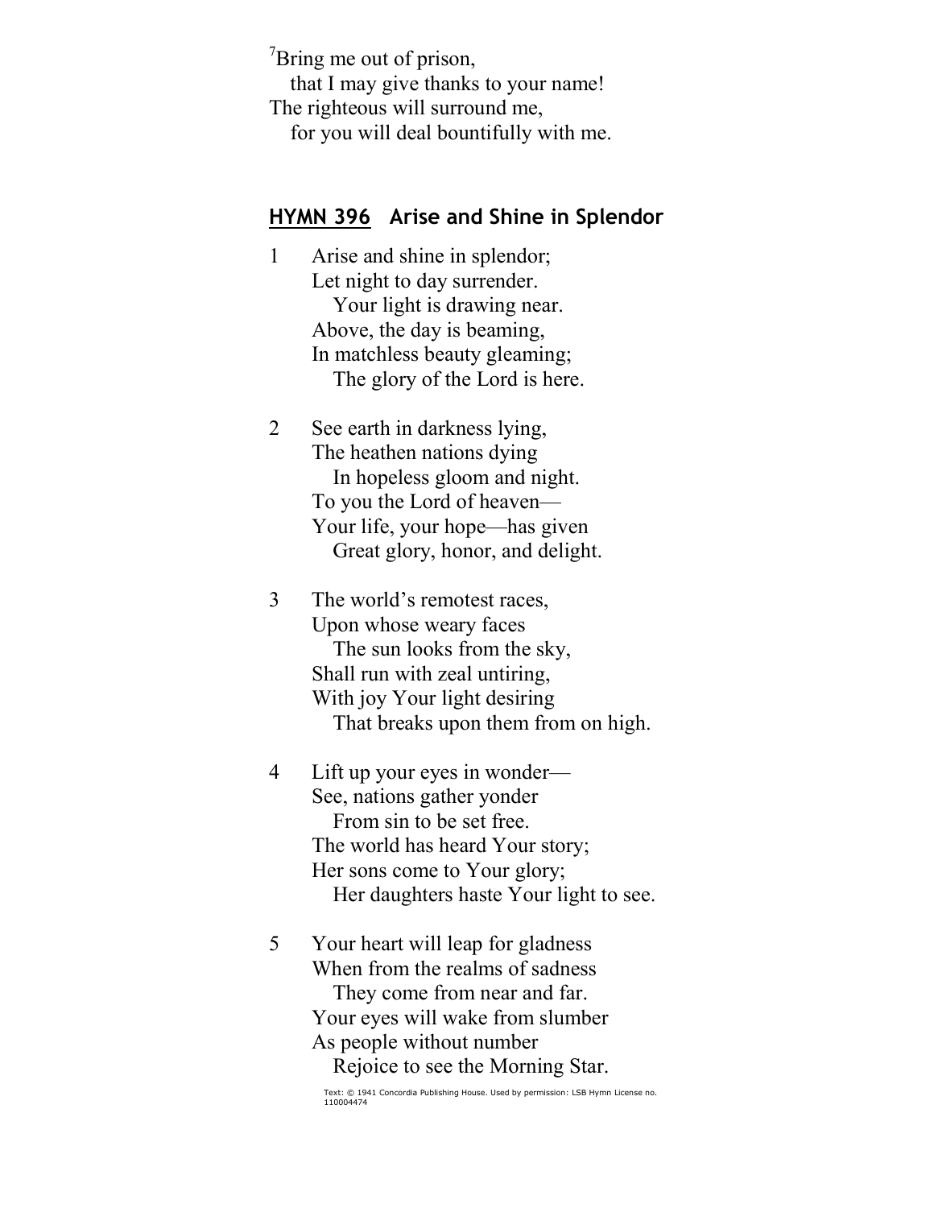[7]Bring me out of prison,
  that I may give thanks to your name!
The righteous will surround me,
  for you will deal bountifully with me.

## HYMN 396 Arise and Shine in Splendor

1 Arise and shine in splendor;
Let night to day surrender.
  Your light is drawing near.
Above, the day is beaming,
In matchless beauty gleaming;
  The glory of the Lord is here.

2 See earth in darkness lying,
The heathen nations dying
  In hopeless gloom and night.
To you the Lord of heaven—
Your life, your hope—has given
  Great glory, honor, and delight.

3 The world's remotest races,
Upon whose weary faces
  The sun looks from the sky,
Shall run with zeal untiring,
With joy Your light desiring
  That breaks upon them from on high.

4 Lift up your eyes in wonder—
See, nations gather yonder
  From sin to be set free.
The world has heard Your story;
Her sons come to Your glory;
  Her daughters haste Your light to see.

5 Your heart will leap for gladness
When from the realms of sadness
  They come from near and far.
Your eyes will wake from slumber
As people without number
  Rejoice to see the Morning Star.

Text: © 1941 Concordia Publishing House. Used by permission: LSB Hymn License no. 110004474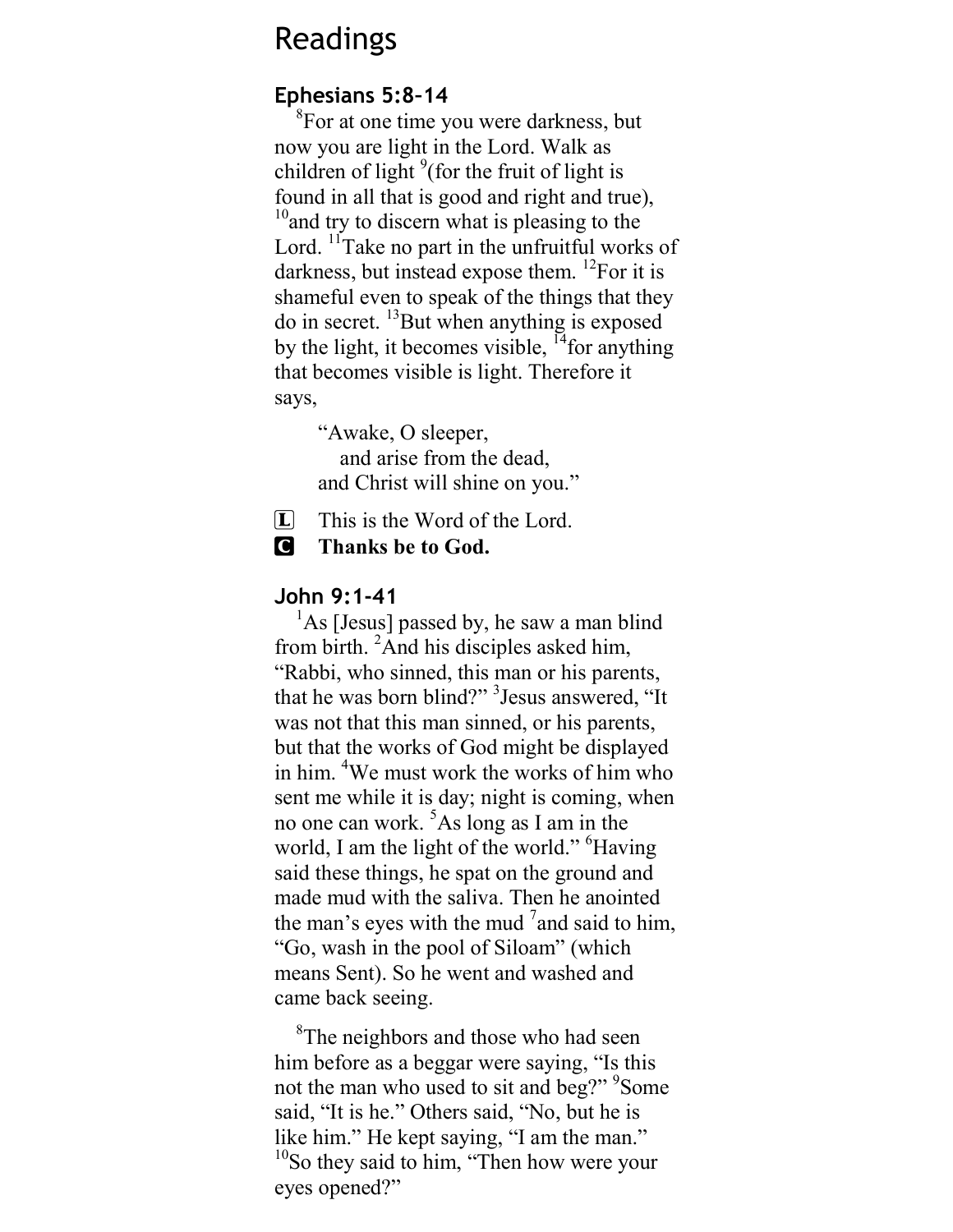# Readings

### Ephesians 5:8–14

[8]For at one time you were darkness, but now you are light in the Lord. Walk as children of light [9](for the fruit of light is found in all that is good and right and true), [10]and try to discern what is pleasing to the Lord. [11]Take no part in the unfruitful works of darkness, but instead expose them. [12]For it is shameful even to speak of the things that they do in secret. [13]But when anything is exposed by the light, it becomes visible, [14]for anything that becomes visible is light. Therefore it says,

> "Awake, O sleeper,
> and arise from the dead,
> and Christ will shine on you."

L This is the Word of the Lord.
**C Thanks be to God.**

### John 9:1-41

[1]As [Jesus] passed by, he saw a man blind from birth. [2]And his disciples asked him, "Rabbi, who sinned, this man or his parents, that he was born blind?" [3]Jesus answered, "It was not that this man sinned, or his parents, but that the works of God might be displayed in him. [4]We must work the works of him who sent me while it is day; night is coming, when no one can work. [5]As long as I am in the world, I am the light of the world." [6]Having said these things, he spat on the ground and made mud with the saliva. Then he anointed the man's eyes with the mud [7]and said to him, "Go, wash in the pool of Siloam" (which means Sent). So he went and washed and came back seeing.

[8]The neighbors and those who had seen him before as a beggar were saying, "Is this not the man who used to sit and beg?" [9]Some said, "It is he." Others said, "No, but he is like him." He kept saying, "I am the man." [10]So they said to him, "Then how were your eyes opened?"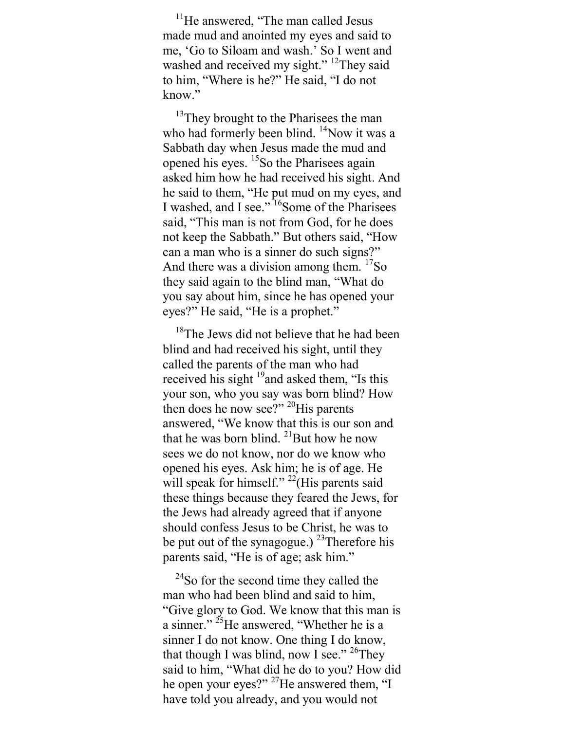[11]He answered, "The man called Jesus made mud and anointed my eyes and said to me, 'Go to Siloam and wash.' So I went and washed and received my sight." [12]They said to him, "Where is he?" He said, "I do not know."

[13]They brought to the Pharisees the man who had formerly been blind. [14]Now it was a Sabbath day when Jesus made the mud and opened his eyes. [15]So the Pharisees again asked him how he had received his sight. And he said to them, "He put mud on my eyes, and I washed, and I see." [16]Some of the Pharisees said, "This man is not from God, for he does not keep the Sabbath." But others said, "How can a man who is a sinner do such signs?" And there was a division among them. [17]So they said again to the blind man, "What do you say about him, since he has opened your eyes?" He said, "He is a prophet."

[18]The Jews did not believe that he had been blind and had received his sight, until they called the parents of the man who had received his sight [19]and asked them, "Is this your son, who you say was born blind? How then does he now see?" [20]His parents answered, "We know that this is our son and that he was born blind. [21]But how he now sees we do not know, nor do we know who opened his eyes. Ask him; he is of age. He will speak for himself." [22](His parents said these things because they feared the Jews, for the Jews had already agreed that if anyone should confess Jesus to be Christ, he was to be put out of the synagogue.) [23]Therefore his parents said, "He is of age; ask him."

[24]So for the second time they called the man who had been blind and said to him, "Give glory to God. We know that this man is a sinner." [25]He answered, "Whether he is a sinner I do not know. One thing I do know, that though I was blind, now I see." [26]They said to him, "What did he do to you? How did he open your eyes?" [27]He answered them, "I have told you already, and you would not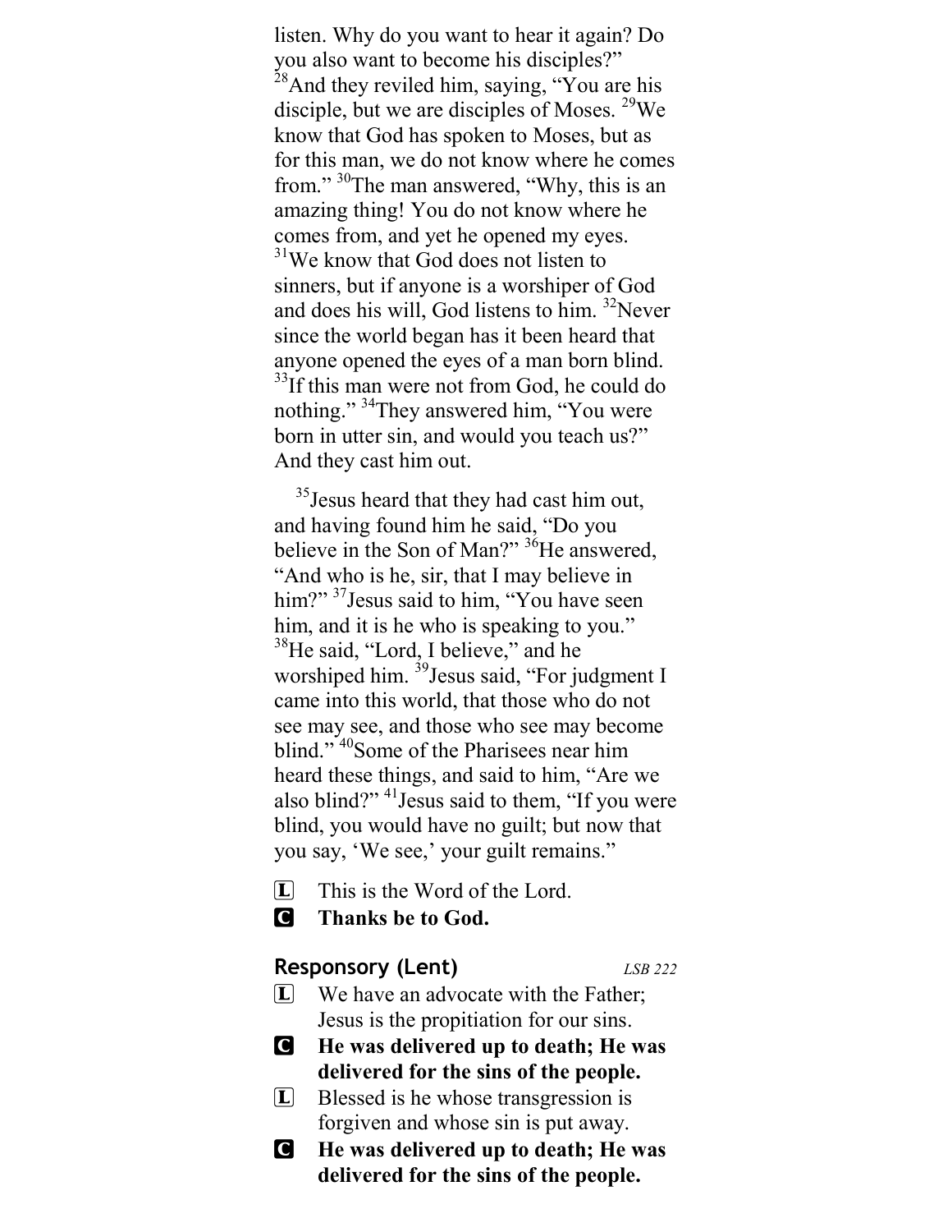listen. Why do you want to hear it again? Do you also want to become his disciples?" [28]And they reviled him, saying, "You are his disciple, but we are disciples of Moses. [29]We know that God has spoken to Moses, but as for this man, we do not know where he comes from." [30]The man answered, "Why, this is an amazing thing! You do not know where he comes from, and yet he opened my eyes. [31]We know that God does not listen to sinners, but if anyone is a worshiper of God and does his will, God listens to him. [32]Never since the world began has it been heard that anyone opened the eyes of a man born blind. [33]If this man were not from God, he could do nothing." [34]They answered him, "You were born in utter sin, and would you teach us?" And they cast him out.

[35]Jesus heard that they had cast him out, and having found him he said, "Do you believe in the Son of Man?" [36]He answered, "And who is he, sir, that I may believe in him?" [37]Jesus said to him, "You have seen him, and it is he who is speaking to you." [38]He said, "Lord, I believe," and he worshiped him. [39]Jesus said, "For judgment I came into this world, that those who do not see may see, and those who see may become blind." [40]Some of the Pharisees near him heard these things, and said to him, "Are we also blind?" [41]Jesus said to them, "If you were blind, you would have no guilt; but now that you say, 'We see,' your guilt remains."

L This is the Word of the Lord.
C **Thanks be to God.**

### Responsory (Lent) *LSB 222*

L We have an advocate with the Father; Jesus is the propitiation for our sins.
C **He was delivered up to death; He was delivered for the sins of the people.**
L Blessed is he whose transgression is forgiven and whose sin is put away.
C **He was delivered up to death; He was delivered for the sins of the people.**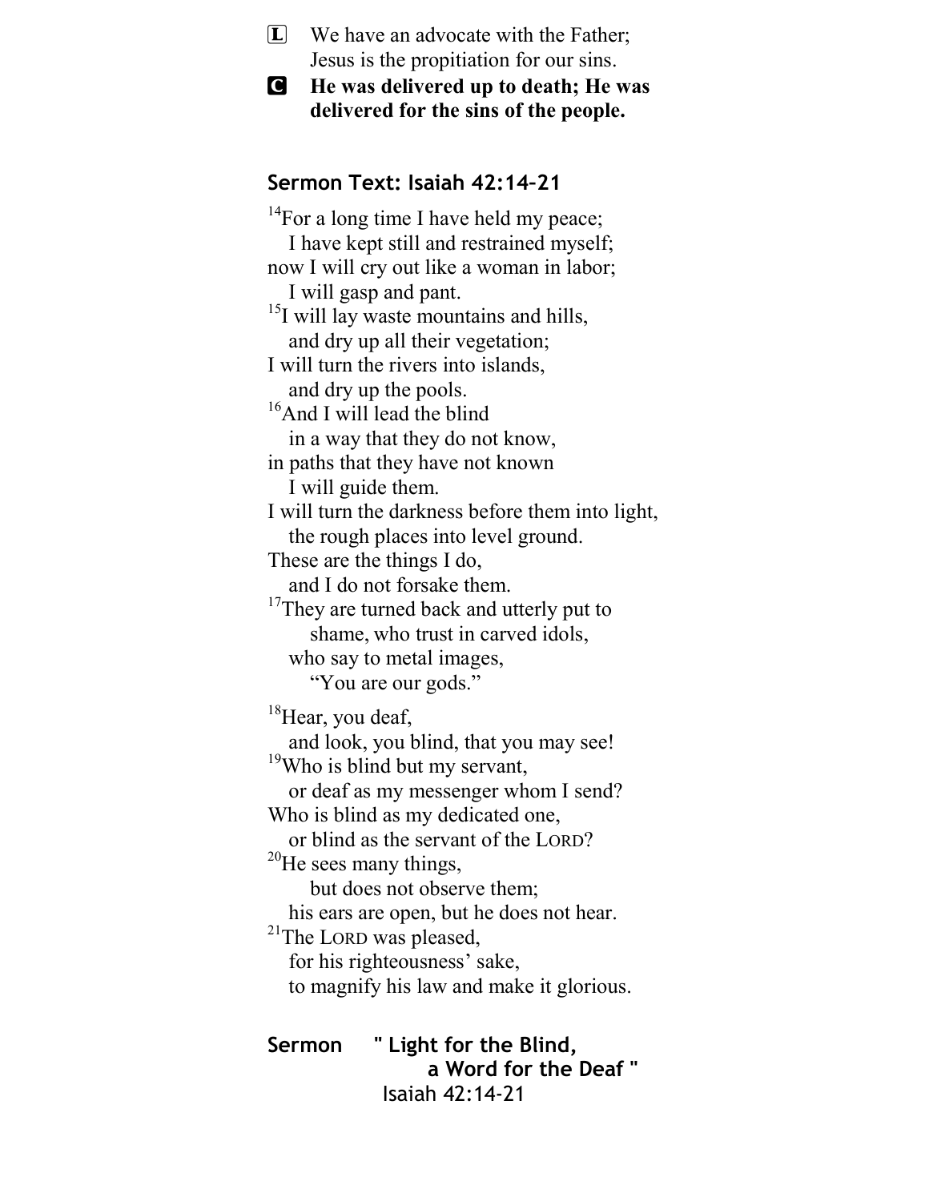**L** We have an advocate with the Father;
Jesus is the propitiation for our sins.

**C** **He was delivered up to death; He was delivered for the sins of the people.**

### Sermon Text: Isaiah 42:14–21

[14]For a long time I have held my peace;
  I have kept still and restrained myself;
now I will cry out like a woman in labor;
  I will gasp and pant.
[15]I will lay waste mountains and hills,
  and dry up all their vegetation;
I will turn the rivers into islands,
  and dry up the pools.
[16]And I will lead the blind
  in a way that they do not know,
in paths that they have not known
  I will guide them.
I will turn the darkness before them into light,
  the rough places into level ground.
These are the things I do,
  and I do not forsake them.
[17]They are turned back and utterly put to
    shame, who trust in carved idols,
  who say to metal images,
    "You are our gods."

[18]Hear, you deaf,
  and look, you blind, that you may see!
[19]Who is blind but my servant,
  or deaf as my messenger whom I send?
Who is blind as my dedicated one,
  or blind as the servant of the LORD?
[20]He sees many things,
    but does not observe them;
  his ears are open, but he does not hear.
[21]The LORD was pleased,
  for his righteousness' sake,
  to magnify his law and make it glorious.

**Sermon " Light for the Blind, a Word for the Deaf "**
Isaiah 42:14-21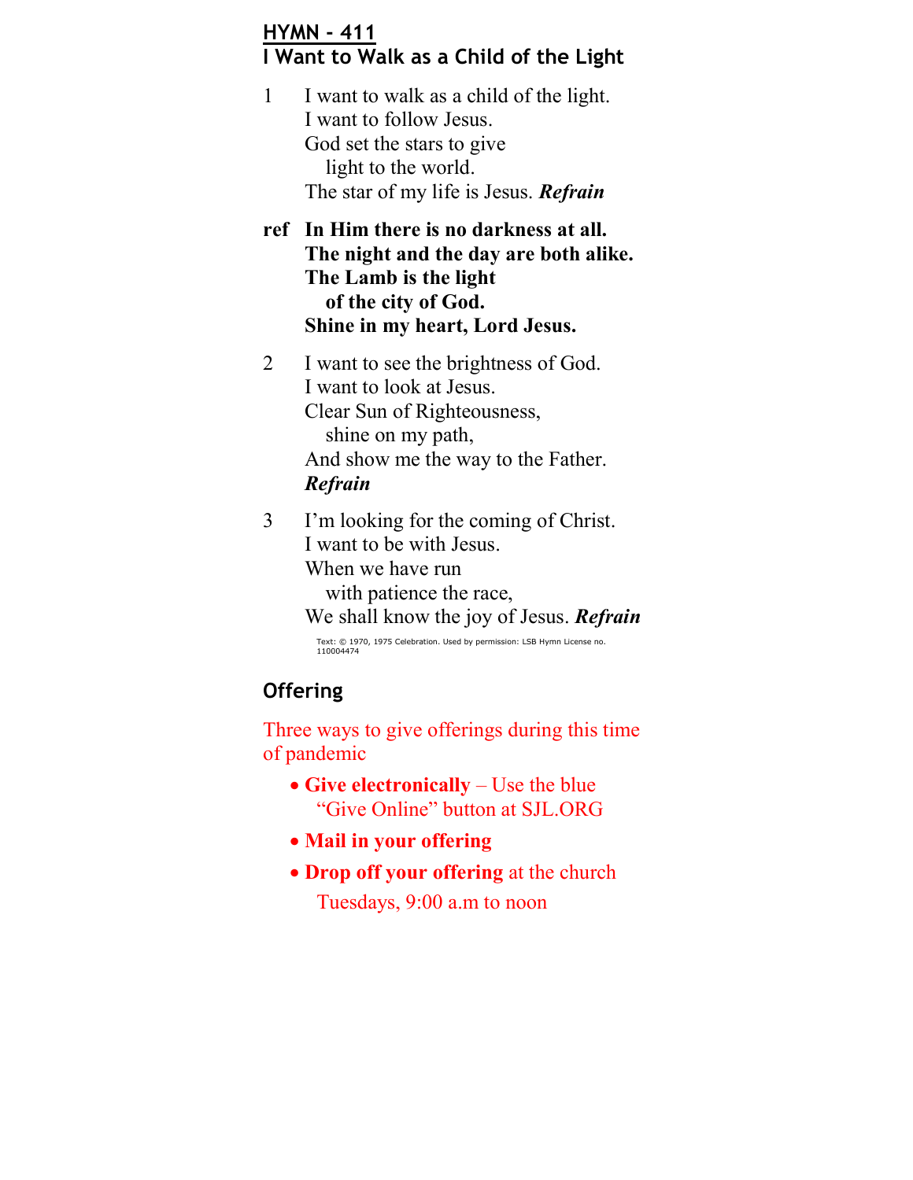## HYMN - 411

## I Want to Walk as a Child of the Light

1 I want to walk as a child of the light.
I want to follow Jesus.
God set the stars to give
light to the world.
The star of my life is Jesus. ***Refrain***

**ref In Him there is no darkness at all.**
**The night and the day are both alike.**
**The Lamb is the light**
**of the city of God.**
**Shine in my heart, Lord Jesus.**

2 I want to see the brightness of God.
I want to look at Jesus.
Clear Sun of Righteousness,
shine on my path,
And show me the way to the Father.
***Refrain***

3 I'm looking for the coming of Christ.
I want to be with Jesus.
When we have run
with patience the race,
We shall know the joy of Jesus. ***Refrain***

Text: © 1970, 1975 Celebration. Used by permission: LSB Hymn License no. 110004474

## Offering

Three ways to give offerings during this time of pandemic

- **Give electronically** – Use the blue "Give Online" button at SJL.ORG
- **Mail in your offering**
- **Drop off your offering** at the church
  Tuesdays, 9:00 a.m to noon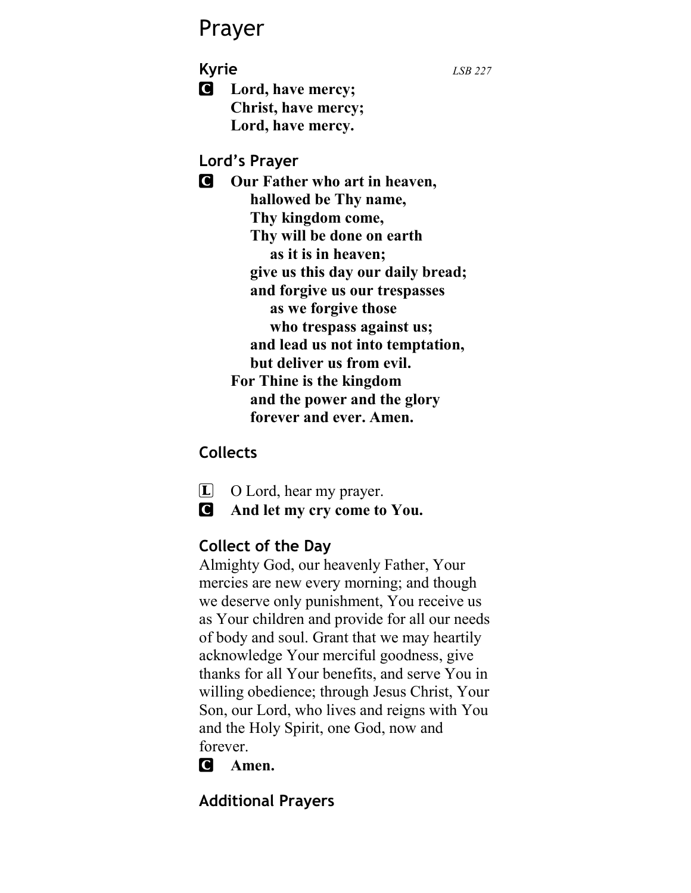# Prayer

## Kyrie

*LSB 227*

C **Lord, have mercy;**
**Christ, have mercy;**
**Lord, have mercy.**

## Lord's Prayer

C **Our Father who art in heaven,**
**hallowed be Thy name,**
**Thy kingdom come,**
**Thy will be done on earth**
**as it is in heaven;**
**give us this day our daily bread;**
**and forgive us our trespasses**
**as we forgive those**
**who trespass against us;**
**and lead us not into temptation,**
**but deliver us from evil.**
**For Thine is the kingdom**
**and the power and the glory**
**forever and ever. Amen.**

## Collects

L O Lord, hear my prayer.
C **And let my cry come to You.**

## Collect of the Day

Almighty God, our heavenly Father, Your mercies are new every morning; and though we deserve only punishment, You receive us as Your children and provide for all our needs of body and soul. Grant that we may heartily acknowledge Your merciful goodness, give thanks for all Your benefits, and serve You in willing obedience; through Jesus Christ, Your Son, our Lord, who lives and reigns with You and the Holy Spirit, one God, now and forever.

C **Amen.**

## Additional Prayers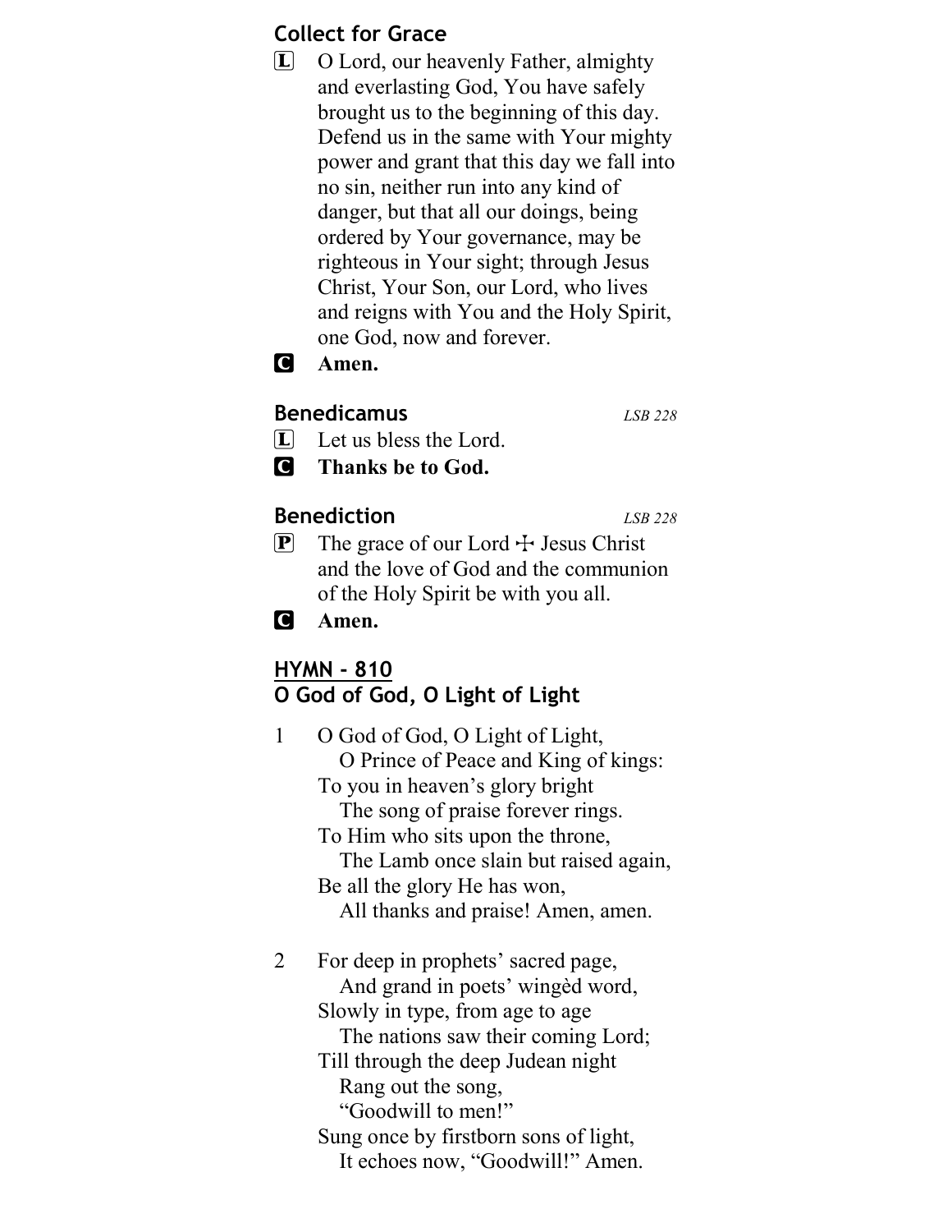### Collect for Grace

L O Lord, our heavenly Father, almighty and everlasting God, You have safely brought us to the beginning of this day. Defend us in the same with Your mighty power and grant that this day we fall into no sin, neither run into any kind of danger, but that all our doings, being ordered by Your governance, may be righteous in Your sight; through Jesus Christ, Your Son, our Lord, who lives and reigns with You and the Holy Spirit, one God, now and forever.

C **Amen.**

### Benedicamus *LSB 228*

L Let us bless the Lord.

C **Thanks be to God.**

### Benediction *LSB 228*

P The grace of our Lord ☩ Jesus Christ and the love of God and the communion of the Holy Spirit be with you all.

C **Amen.**

### HYMN - 810
### O God of God, O Light of Light

1 O God of God, O Light of Light,
O Prince of Peace and King of kings:
To you in heaven's glory bright
The song of praise forever rings.
To Him who sits upon the throne,
The Lamb once slain but raised again,
Be all the glory He has won,
All thanks and praise! Amen, amen.

2 For deep in prophets' sacred page,
And grand in poets' wingèd word,
Slowly in type, from age to age
The nations saw their coming Lord;
Till through the deep Judean night
Rang out the song,
"Goodwill to men!"
Sung once by firstborn sons of light,
It echoes now, "Goodwill!" Amen.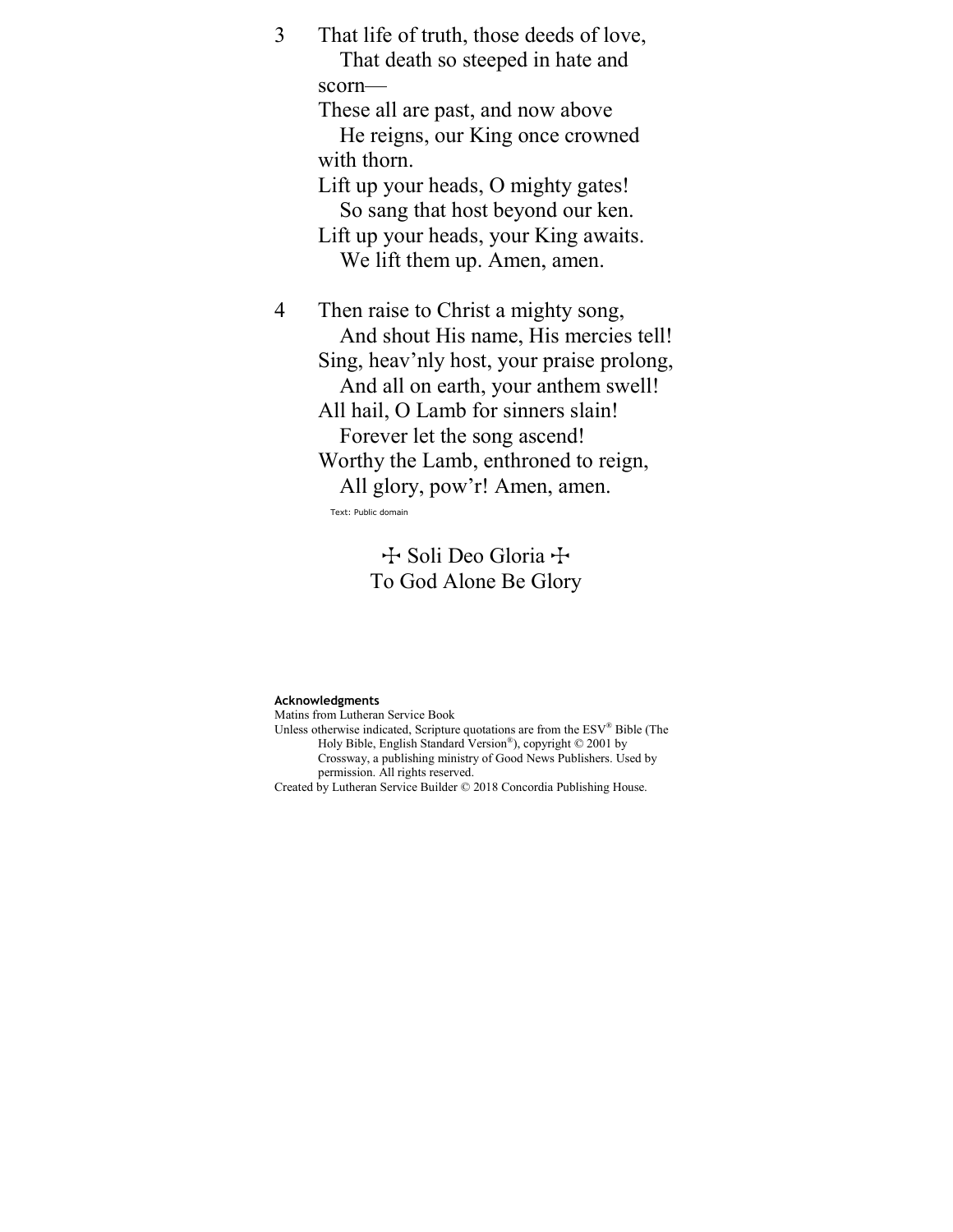3 That life of truth, those deeds of love,
  That death so steeped in hate and scorn—
These all are past, and now above
  He reigns, our King once crowned with thorn.
Lift up your heads, O mighty gates!
  So sang that host beyond our ken.
Lift up your heads, your King awaits.
  We lift them up. Amen, amen.

4 Then raise to Christ a mighty song,
  And shout His name, His mercies tell!
Sing, heav'nly host, your praise prolong,
  And all on earth, your anthem swell!
All hail, O Lamb for sinners slain!
  Forever let the song ascend!
Worthy the Lamb, enthroned to reign,
  All glory, pow'r! Amen, amen.

Text: Public domain

☩ Soli Deo Gloria ☩
To God Alone Be Glory

**Acknowledgments**

Matins from Lutheran Service Book

Unless otherwise indicated, Scripture quotations are from the ESV® Bible (The Holy Bible, English Standard Version®), copyright © 2001 by Crossway, a publishing ministry of Good News Publishers. Used by permission. All rights reserved.

Created by Lutheran Service Builder © 2018 Concordia Publishing House.